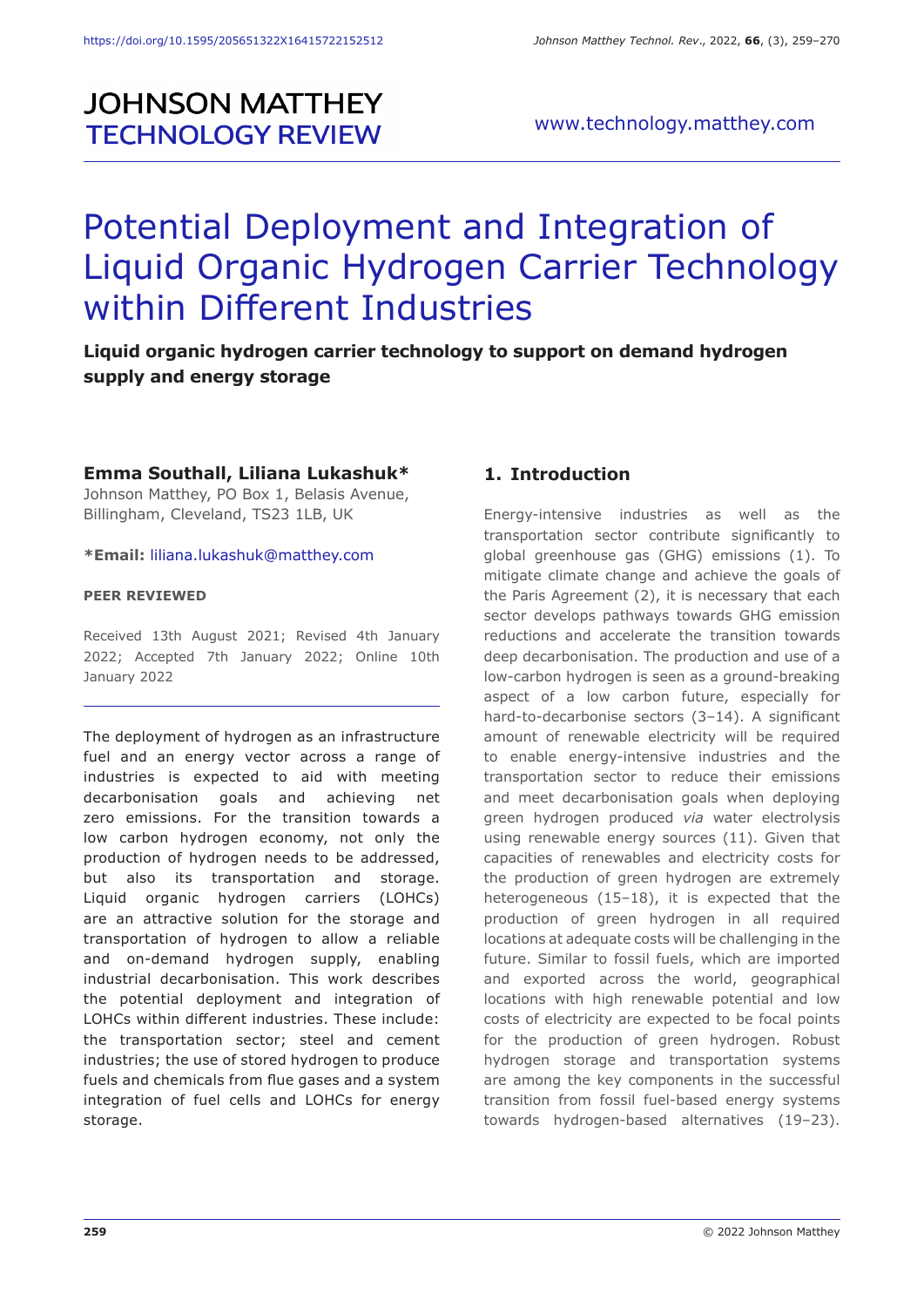# Potential Deployment and Integration of Liquid Organic Hydrogen Carrier Technology within Different Industries

**Liquid organic hydrogen carrier technology to support on demand hydrogen supply and energy storage**

**Emma Southall, Liliana Lukashuk***
Johnson Matthey, PO Box 1, Belasis Avenue, Billingham, Cleveland, TS23 1LB, UK

***Email:** liliana.lukashuk@matthey.com

**PEER REVIEWED**

Received 13th August 2021; Revised 4th January 2022; Accepted 7th January 2022; Online 10th January 2022

The deployment of hydrogen as an infrastructure fuel and an energy vector across a range of industries is expected to aid with meeting decarbonisation goals and achieving net zero emissions. For the transition towards a low carbon hydrogen economy, not only the production of hydrogen needs to be addressed, but also its transportation and storage. Liquid organic hydrogen carriers (LOHCs) are an attractive solution for the storage and transportation of hydrogen to allow a reliable and on-demand hydrogen supply, enabling industrial decarbonisation. This work describes the potential deployment and integration of LOHCs within different industries. These include: the transportation sector; steel and cement industries; the use of stored hydrogen to produce fuels and chemicals from flue gases and a system integration of fuel cells and LOHCs for energy storage.

## 1. Introduction

Energy-intensive industries as well as the transportation sector contribute significantly to global greenhouse gas (GHG) emissions (1). To mitigate climate change and achieve the goals of the Paris Agreement (2), it is necessary that each sector develops pathways towards GHG emission reductions and accelerate the transition towards deep decarbonisation. The production and use of a low-carbon hydrogen is seen as a ground-breaking aspect of a low carbon future, especially for hard-to-decarbonise sectors (3–14). A significant amount of renewable electricity will be required to enable energy-intensive industries and the transportation sector to reduce their emissions and meet decarbonisation goals when deploying green hydrogen produced *via* water electrolysis using renewable energy sources (11). Given that capacities of renewables and electricity costs for the production of green hydrogen are extremely heterogeneous (15–18), it is expected that the production of green hydrogen in all required locations at adequate costs will be challenging in the future. Similar to fossil fuels, which are imported and exported across the world, geographical locations with high renewable potential and low costs of electricity are expected to be focal points for the production of green hydrogen. Robust hydrogen storage and transportation systems are among the key components in the successful transition from fossil fuel-based energy systems towards hydrogen-based alternatives (19–23).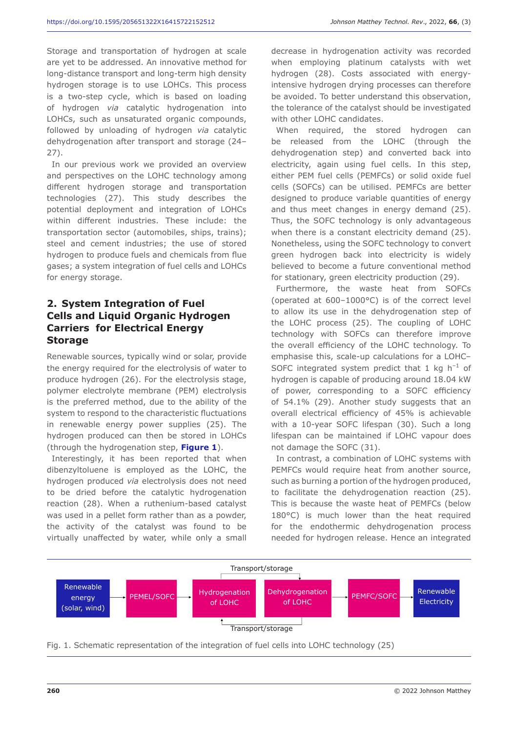Storage and transportation of hydrogen at scale are yet to be addressed. An innovative method for long-distance transport and long-term high density hydrogen storage is to use LOHCs. This process is a two-step cycle, which is based on loading of hydrogen *via* catalytic hydrogenation into LOHCs, such as unsaturated organic compounds, followed by unloading of hydrogen *via* catalytic dehydrogenation after transport and storage (24–27).

In our previous work we provided an overview and perspectives on the LOHC technology among different hydrogen storage and transportation technologies (27). This study describes the potential deployment and integration of LOHCs within different industries. These include: the transportation sector (automobiles, ships, trains); steel and cement industries; the use of stored hydrogen to produce fuels and chemicals from flue gases; a system integration of fuel cells and LOHCs for energy storage.

## 2. System Integration of Fuel Cells and Liquid Organic Hydrogen Carriers for Electrical Energy Storage

Renewable sources, typically wind or solar, provide the energy required for the electrolysis of water to produce hydrogen (26). For the electrolysis stage, polymer electrolyte membrane (PEM) electrolysis is the preferred method, due to the ability of the system to respond to the characteristic fluctuations in renewable energy power supplies (25). The hydrogen produced can then be stored in LOHCs (through the hydrogenation step, **Figure 1**).

Interestingly, it has been reported that when dibenzyltoluene is employed as the LOHC, the hydrogen produced *via* electrolysis does not need to be dried before the catalytic hydrogenation reaction (28). When a ruthenium-based catalyst was used in a pellet form rather than as a powder, the activity of the catalyst was found to be virtually unaffected by water, while only a small decrease in hydrogenation activity was recorded when employing platinum catalysts with wet hydrogen (28). Costs associated with energy-intensive hydrogen drying processes can therefore be avoided. To better understand this observation, the tolerance of the catalyst should be investigated with other LOHC candidates.

When required, the stored hydrogen can be released from the LOHC (through the dehydrogenation step) and converted back into electricity, again using fuel cells. In this step, either PEM fuel cells (PEMFCs) or solid oxide fuel cells (SOFCs) can be utilised. PEMFCs are better designed to produce variable quantities of energy and thus meet changes in energy demand (25). Thus, the SOFC technology is only advantageous when there is a constant electricity demand (25). Nonetheless, using the SOFC technology to convert green hydrogen back into electricity is widely believed to become a future conventional method for stationary, green electricity production (29).

Furthermore, the waste heat from SOFCs (operated at 600–1000°C) is of the correct level to allow its use in the dehydrogenation step of the LOHC process (25). The coupling of LOHC technology with SOFCs can therefore improve the overall efficiency of the LOHC technology. To emphasise this, scale-up calculations for a LOHC–SOFC integrated system predict that 1 kg $h^{-1}$ of hydrogen is capable of producing around 18.04 kW of power, corresponding to a SOFC efficiency of 54.1% (29). Another study suggests that an overall electrical efficiency of 45% is achievable with a 10-year SOFC lifespan (30). Such a long lifespan can be maintained if LOHC vapour does not damage the SOFC (31).

In contrast, a combination of LOHC systems with PEMFCs would require heat from another source, such as burning a portion of the hydrogen produced, to facilitate the dehydrogenation reaction (25). This is because the waste heat of PEMFCs (below 180°C) is much lower than the heat required for the endothermic dehydrogenation process needed for hydrogen release. Hence an integrated

Renewable energy (solar, wind) → PEMEL/SOFC → Hydrogenation of LOHC ⇄ (Transport/storage) ⇄ Dehydrogenation of LOHC → PEMFC/SOFC → Renewable Electricity

Fig. 1. Schematic representation of the integration of fuel cells into LOHC technology (25)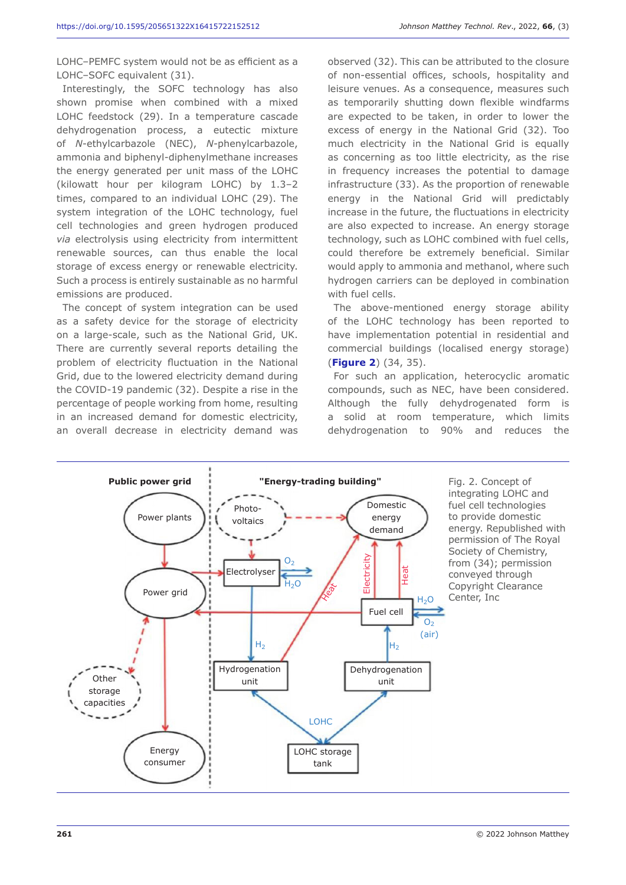LOHC–PEMFC system would not be as efficient as a LOHC–SOFC equivalent (31).

Interestingly, the SOFC technology has also shown promise when combined with a mixed LOHC feedstock (29). In a temperature cascade dehydrogenation process, a eutectic mixture of *N*-ethylcarbazole (NEC), *N*-phenylcarbazole, ammonia and biphenyl-diphenylmethane increases the energy generated per unit mass of the LOHC (kilowatt hour per kilogram LOHC) by 1.3–2 times, compared to an individual LOHC (29). The system integration of the LOHC technology, fuel cell technologies and green hydrogen produced *via* electrolysis using electricity from intermittent renewable sources, can thus enable the local storage of excess energy or renewable electricity. Such a process is entirely sustainable as no harmful emissions are produced.

The concept of system integration can be used as a safety device for the storage of electricity on a large-scale, such as the National Grid, UK. There are currently several reports detailing the problem of electricity fluctuation in the National Grid, due to the lowered electricity demand during the COVID-19 pandemic (32). Despite a rise in the percentage of people working from home, resulting in an increased demand for domestic electricity, an overall decrease in electricity demand was observed (32). This can be attributed to the closure of non-essential offices, schools, hospitality and leisure venues. As a consequence, measures such as temporarily shutting down flexible windfarms are expected to be taken, in order to lower the excess of energy in the National Grid (32). Too much electricity in the National Grid is equally as concerning as too little electricity, as the rise in frequency increases the potential to damage infrastructure (33). As the proportion of renewable energy in the National Grid will predictably increase in the future, the fluctuations in electricity are also expected to increase. An energy storage technology, such as LOHC combined with fuel cells, could therefore be extremely beneficial. Similar would apply to ammonia and methanol, where such hydrogen carriers can be deployed in combination with fuel cells.

The above-mentioned energy storage ability of the LOHC technology has been reported to have implementation potential in residential and commercial buildings (localised energy storage) (**Figure 2**) (34, 35).

For such an application, heterocyclic aromatic compounds, such as NEC, have been considered. Although the fully dehydrogenated form is a solid at room temperature, which limits dehydrogenation to 90% and reduces the

Fig. 2. Concept of integrating LOHC and fuel cell technologies to provide domestic energy. Republished with permission of The Royal Society of Chemistry, from (34); permission conveyed through Copyright Clearance Center, Inc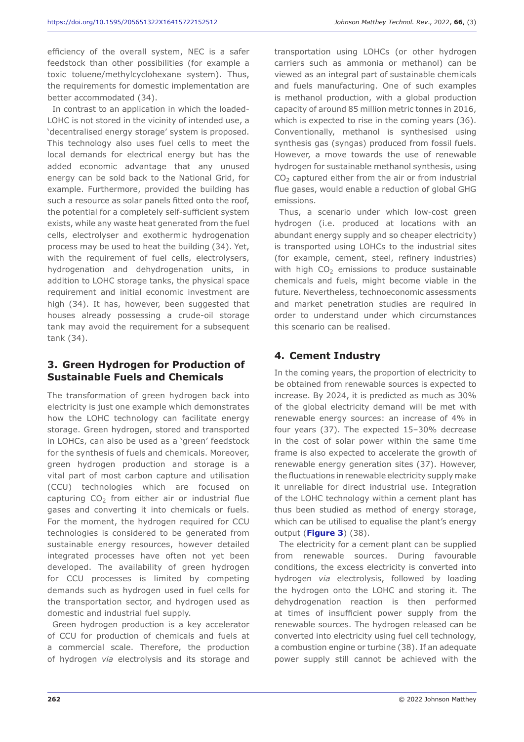efficiency of the overall system, NEC is a safer feedstock than other possibilities (for example a toxic toluene/methylcyclohexane system). Thus, the requirements for domestic implementation are better accommodated (34).

In contrast to an application in which the loaded-LOHC is not stored in the vicinity of intended use, a 'decentralised energy storage' system is proposed. This technology also uses fuel cells to meet the local demands for electrical energy but has the added economic advantage that any unused energy can be sold back to the National Grid, for example. Furthermore, provided the building has such a resource as solar panels fitted onto the roof, the potential for a completely self-sufficient system exists, while any waste heat generated from the fuel cells, electrolyser and exothermic hydrogenation process may be used to heat the building (34). Yet, with the requirement of fuel cells, electrolysers, hydrogenation and dehydrogenation units, in addition to LOHC storage tanks, the physical space requirement and initial economic investment are high (34). It has, however, been suggested that houses already possessing a crude-oil storage tank may avoid the requirement for a subsequent tank (34).

## 3. Green Hydrogen for Production of Sustainable Fuels and Chemicals

The transformation of green hydrogen back into electricity is just one example which demonstrates how the LOHC technology can facilitate energy storage. Green hydrogen, stored and transported in LOHCs, can also be used as a 'green' feedstock for the synthesis of fuels and chemicals. Moreover, green hydrogen production and storage is a vital part of most carbon capture and utilisation (CCU) technologies which are focused on capturing $CO_2$ from either air or industrial flue gases and converting it into chemicals or fuels. For the moment, the hydrogen required for CCU technologies is considered to be generated from sustainable energy resources, however detailed integrated processes have often not yet been developed. The availability of green hydrogen for CCU processes is limited by competing demands such as hydrogen used in fuel cells for the transportation sector, and hydrogen used as domestic and industrial fuel supply.

Green hydrogen production is a key accelerator of CCU for production of chemicals and fuels at a commercial scale. Therefore, the production of hydrogen *via* electrolysis and its storage and transportation using LOHCs (or other hydrogen carriers such as ammonia or methanol) can be viewed as an integral part of sustainable chemicals and fuels manufacturing. One of such examples is methanol production, with a global production capacity of around 85 million metric tonnes in 2016, which is expected to rise in the coming years (36). Conventionally, methanol is synthesised using synthesis gas (syngas) produced from fossil fuels. However, a move towards the use of renewable hydrogen for sustainable methanol synthesis, using $CO_2$ captured either from the air or from industrial flue gases, would enable a reduction of global GHG emissions.

Thus, a scenario under which low-cost green hydrogen (i.e. produced at locations with an abundant energy supply and so cheaper electricity) is transported using LOHCs to the industrial sites (for example, cement, steel, refinery industries) with high $CO_2$ emissions to produce sustainable chemicals and fuels, might become viable in the future. Nevertheless, technoeconomic assessments and market penetration studies are required in order to understand under which circumstances this scenario can be realised.

## 4. Cement Industry

In the coming years, the proportion of electricity to be obtained from renewable sources is expected to increase. By 2024, it is predicted as much as 30% of the global electricity demand will be met with renewable energy sources: an increase of 4% in four years (37). The expected 15–30% decrease in the cost of solar power within the same time frame is also expected to accelerate the growth of renewable energy generation sites (37). However, the fluctuations in renewable electricity supply make it unreliable for direct industrial use. Integration of the LOHC technology within a cement plant has thus been studied as method of energy storage, which can be utilised to equalise the plant's energy output (**Figure 3**) (38).

The electricity for a cement plant can be supplied from renewable sources. During favourable conditions, the excess electricity is converted into hydrogen *via* electrolysis, followed by loading the hydrogen onto the LOHC and storing it. The dehydrogenation reaction is then performed at times of insufficient power supply from the renewable sources. The hydrogen released can be converted into electricity using fuel cell technology, a combustion engine or turbine (38). If an adequate power supply still cannot be achieved with the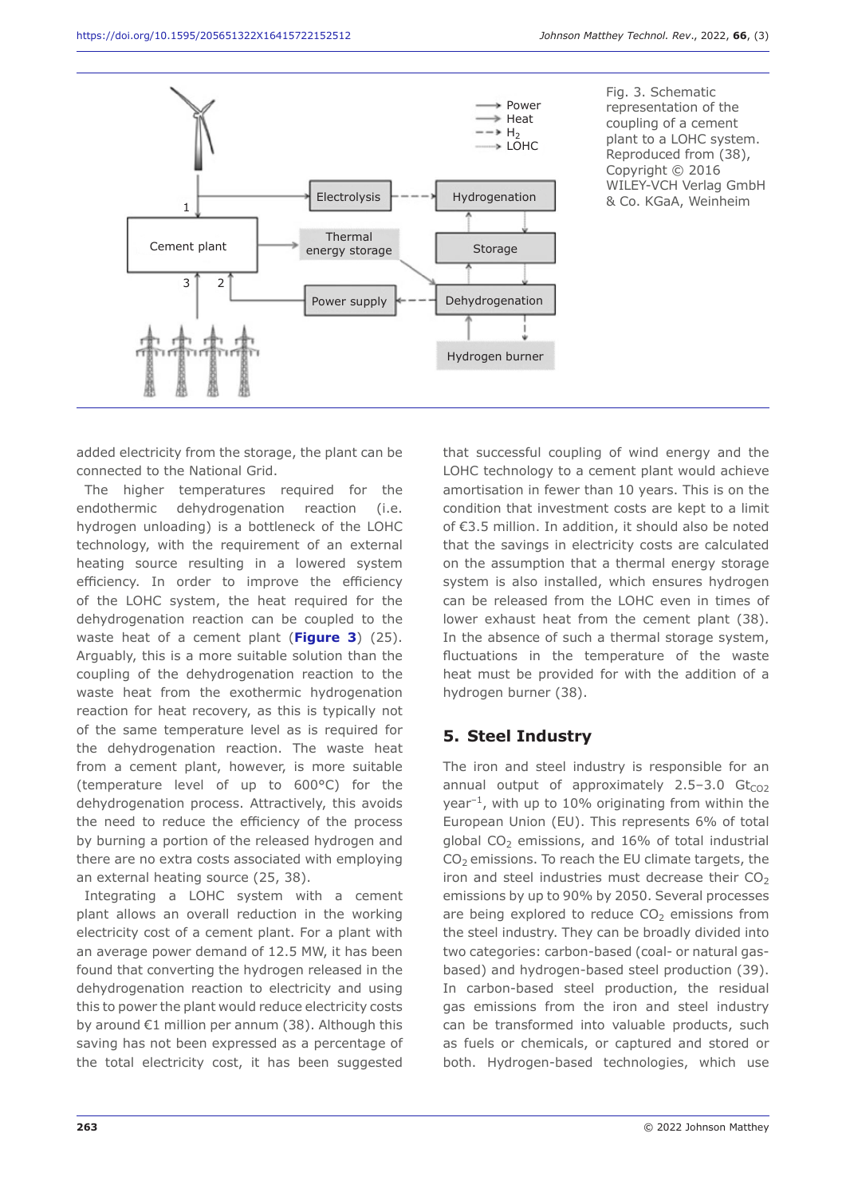Fig. 3. Schematic representation of the coupling of a cement plant to a LOHC system. Reproduced from (38), Copyright © 2016 WILEY-VCH Verlag GmbH & Co. KGaA, Weinheim

added electricity from the storage, the plant can be connected to the National Grid.

The higher temperatures required for the endothermic dehydrogenation reaction (i.e. hydrogen unloading) is a bottleneck of the LOHC technology, with the requirement of an external heating source resulting in a lowered system efficiency. In order to improve the efficiency of the LOHC system, the heat required for the dehydrogenation reaction can be coupled to the waste heat of a cement plant (**Figure 3**) (25). Arguably, this is a more suitable solution than the coupling of the dehydrogenation reaction to the waste heat from the exothermic hydrogenation reaction for heat recovery, as this is typically not of the same temperature level as is required for the dehydrogenation reaction. The waste heat from a cement plant, however, is more suitable (temperature level of up to 600°C) for the dehydrogenation process. Attractively, this avoids the need to reduce the efficiency of the process by burning a portion of the released hydrogen and there are no extra costs associated with employing an external heating source (25, 38).

Integrating a LOHC system with a cement plant allows an overall reduction in the working electricity cost of a cement plant. For a plant with an average power demand of 12.5 MW, it has been found that converting the hydrogen released in the dehydrogenation reaction to electricity and using this to power the plant would reduce electricity costs by around €1 million per annum (38). Although this saving has not been expressed as a percentage of the total electricity cost, it has been suggested that successful coupling of wind energy and the LOHC technology to a cement plant would achieve amortisation in fewer than 10 years. This is on the condition that investment costs are kept to a limit of €3.5 million. In addition, it should also be noted that the savings in electricity costs are calculated on the assumption that a thermal energy storage system is also installed, which ensures hydrogen can be released from the LOHC even in times of lower exhaust heat from the cement plant (38). In the absence of such a thermal storage system, fluctuations in the temperature of the waste heat must be provided for with the addition of a hydrogen burner (38).

## 5. Steel Industry

The iron and steel industry is responsible for an annual output of approximately 2.5–3.0 $Gt_{CO2}$ $year^{-1}$, with up to 10% originating from within the European Union (EU). This represents 6% of total global $CO_2$ emissions, and 16% of total industrial $CO_2$ emissions. To reach the EU climate targets, the iron and steel industries must decrease their $CO_2$ emissions by up to 90% by 2050. Several processes are being explored to reduce $CO_2$ emissions from the steel industry. They can be broadly divided into two categories: carbon-based (coal- or natural gas-based) and hydrogen-based steel production (39). In carbon-based steel production, the residual gas emissions from the iron and steel industry can be transformed into valuable products, such as fuels or chemicals, or captured and stored or both. Hydrogen-based technologies, which use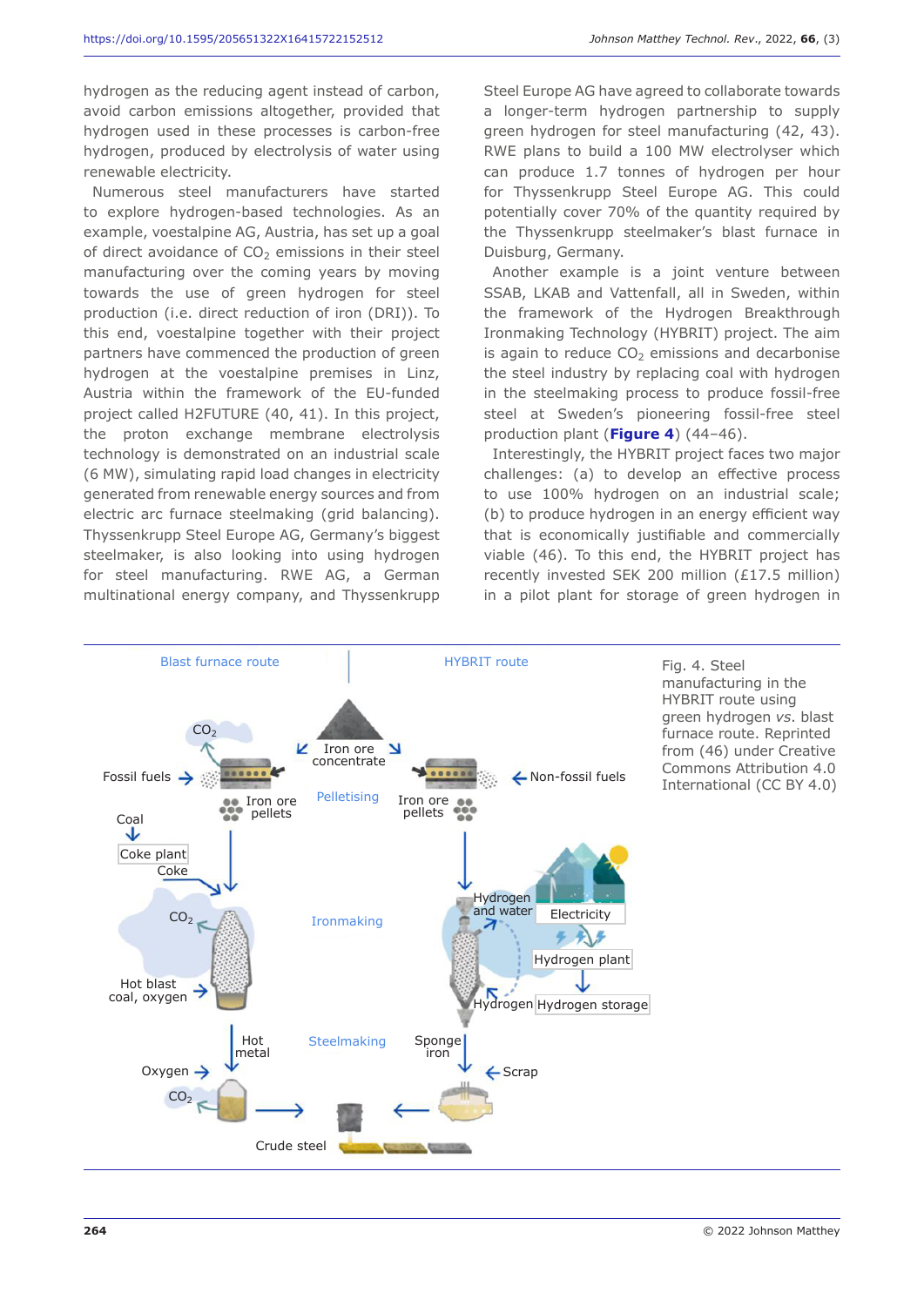hydrogen as the reducing agent instead of carbon, avoid carbon emissions altogether, provided that hydrogen used in these processes is carbon-free hydrogen, produced by electrolysis of water using renewable electricity.

Numerous steel manufacturers have started to explore hydrogen-based technologies. As an example, voestalpine AG, Austria, has set up a goal of direct avoidance of $CO_2$ emissions in their steel manufacturing over the coming years by moving towards the use of green hydrogen for steel production (i.e. direct reduction of iron (DRI)). To this end, voestalpine together with their project partners have commenced the production of green hydrogen at the voestalpine premises in Linz, Austria within the framework of the EU-funded project called H2FUTURE (40, 41). In this project, the proton exchange membrane electrolysis technology is demonstrated on an industrial scale (6 MW), simulating rapid load changes in electricity generated from renewable energy sources and from electric arc furnace steelmaking (grid balancing). Thyssenkrupp Steel Europe AG, Germany's biggest steelmaker, is also looking into using hydrogen for steel manufacturing. RWE AG, a German multinational energy company, and Thyssenkrupp Steel Europe AG have agreed to collaborate towards a longer-term hydrogen partnership to supply green hydrogen for steel manufacturing (42, 43). RWE plans to build a 100 MW electrolyser which can produce 1.7 tonnes of hydrogen per hour for Thyssenkrupp Steel Europe AG. This could potentially cover 70% of the quantity required by the Thyssenkrupp steelmaker's blast furnace in Duisburg, Germany.

Another example is a joint venture between SSAB, LKAB and Vattenfall, all in Sweden, within the framework of the Hydrogen Breakthrough Ironmaking Technology (HYBRIT) project. The aim is again to reduce $CO_2$ emissions and decarbonise the steel industry by replacing coal with hydrogen in the steelmaking process to produce fossil-free steel at Sweden's pioneering fossil-free steel production plant (**Figure 4**) (44–46).

Interestingly, the HYBRIT project faces two major challenges: (a) to develop an effective process to use 100% hydrogen on an industrial scale; (b) to produce hydrogen in an energy efficient way that is economically justifiable and commercially viable (46). To this end, the HYBRIT project has recently invested SEK 200 million (£17.5 million) in a pilot plant for storage of green hydrogen in

Fig. 4. Steel manufacturing in the HYBRIT route using green hydrogen *vs.* blast furnace route. Reprinted from (46) under Creative Commons Attribution 4.0 International (CC BY 4.0)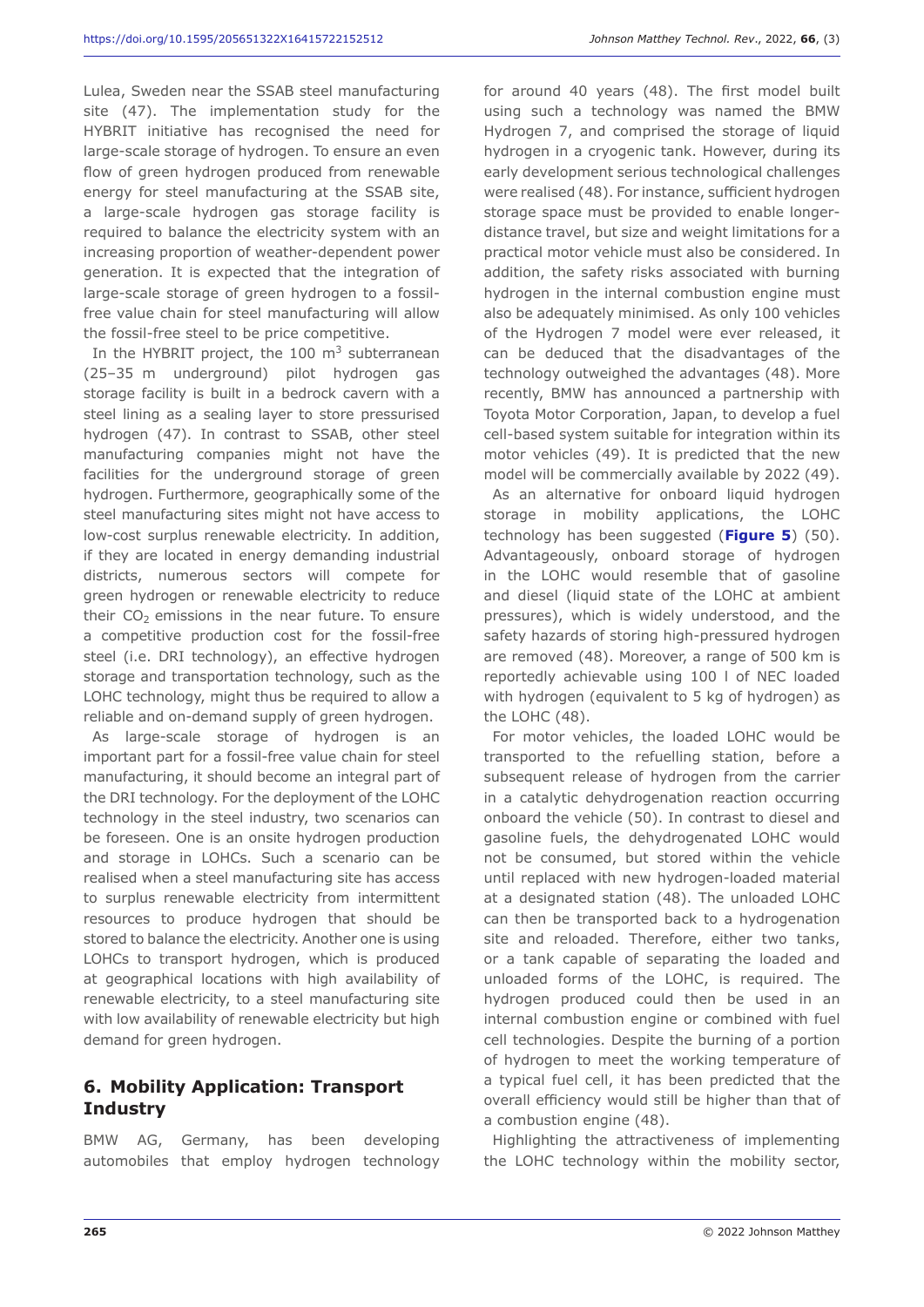Lulea, Sweden near the SSAB steel manufacturing site (47). The implementation study for the HYBRIT initiative has recognised the need for large-scale storage of hydrogen. To ensure an even flow of green hydrogen produced from renewable energy for steel manufacturing at the SSAB site, a large-scale hydrogen gas storage facility is required to balance the electricity system with an increasing proportion of weather-dependent power generation. It is expected that the integration of large-scale storage of green hydrogen to a fossil-free value chain for steel manufacturing will allow the fossil-free steel to be price competitive.

In the HYBRIT project, the 100 $m^3$ subterranean (25–35 m underground) pilot hydrogen gas storage facility is built in a bedrock cavern with a steel lining as a sealing layer to store pressurised hydrogen (47). In contrast to SSAB, other steel manufacturing companies might not have the facilities for the underground storage of green hydrogen. Furthermore, geographically some of the steel manufacturing sites might not have access to low-cost surplus renewable electricity. In addition, if they are located in energy demanding industrial districts, numerous sectors will compete for green hydrogen or renewable electricity to reduce their $CO_2$ emissions in the near future. To ensure a competitive production cost for the fossil-free steel (i.e. DRI technology), an effective hydrogen storage and transportation technology, such as the LOHC technology, might thus be required to allow a reliable and on-demand supply of green hydrogen.

As large-scale storage of hydrogen is an important part for a fossil-free value chain for steel manufacturing, it should become an integral part of the DRI technology. For the deployment of the LOHC technology in the steel industry, two scenarios can be foreseen. One is an onsite hydrogen production and storage in LOHCs. Such a scenario can be realised when a steel manufacturing site has access to surplus renewable electricity from intermittent resources to produce hydrogen that should be stored to balance the electricity. Another one is using LOHCs to transport hydrogen, which is produced at geographical locations with high availability of renewable electricity, to a steel manufacturing site with low availability of renewable electricity but high demand for green hydrogen.

## 6. Mobility Application: Transport Industry

BMW AG, Germany, has been developing automobiles that employ hydrogen technology for around 40 years (48). The first model built using such a technology was named the BMW Hydrogen 7, and comprised the storage of liquid hydrogen in a cryogenic tank. However, during its early development serious technological challenges were realised (48). For instance, sufficient hydrogen storage space must be provided to enable longer-distance travel, but size and weight limitations for a practical motor vehicle must also be considered. In addition, the safety risks associated with burning hydrogen in the internal combustion engine must also be adequately minimised. As only 100 vehicles of the Hydrogen 7 model were ever released, it can be deduced that the disadvantages of the technology outweighed the advantages (48). More recently, BMW has announced a partnership with Toyota Motor Corporation, Japan, to develop a fuel cell-based system suitable for integration within its motor vehicles (49). It is predicted that the new model will be commercially available by 2022 (49).

As an alternative for onboard liquid hydrogen storage in mobility applications, the LOHC technology has been suggested (**Figure 5**) (50). Advantageously, onboard storage of hydrogen in the LOHC would resemble that of gasoline and diesel (liquid state of the LOHC at ambient pressures), which is widely understood, and the safety hazards of storing high-pressured hydrogen are removed (48). Moreover, a range of 500 km is reportedly achievable using 100 l of NEC loaded with hydrogen (equivalent to 5 kg of hydrogen) as the LOHC (48).

For motor vehicles, the loaded LOHC would be transported to the refuelling station, before a subsequent release of hydrogen from the carrier in a catalytic dehydrogenation reaction occurring onboard the vehicle (50). In contrast to diesel and gasoline fuels, the dehydrogenated LOHC would not be consumed, but stored within the vehicle until replaced with new hydrogen-loaded material at a designated station (48). The unloaded LOHC can then be transported back to a hydrogenation site and reloaded. Therefore, either two tanks, or a tank capable of separating the loaded and unloaded forms of the LOHC, is required. The hydrogen produced could then be used in an internal combustion engine or combined with fuel cell technologies. Despite the burning of a portion of hydrogen to meet the working temperature of a typical fuel cell, it has been predicted that the overall efficiency would still be higher than that of a combustion engine (48).

Highlighting the attractiveness of implementing the LOHC technology within the mobility sector,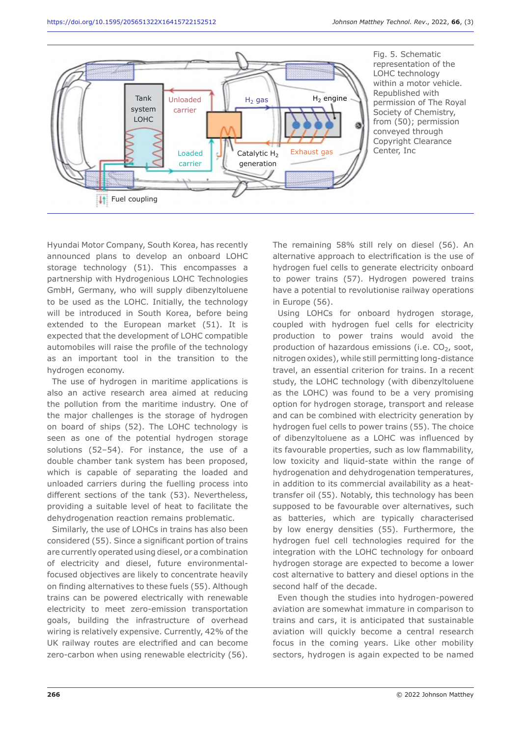Fig. 5. Schematic representation of the LOHC technology within a motor vehicle. Republished with permission of The Royal Society of Chemistry, from (50); permission conveyed through Copyright Clearance Center, Inc

Hyundai Motor Company, South Korea, has recently announced plans to develop an onboard LOHC storage technology (51). This encompasses a partnership with Hydrogenious LOHC Technologies GmbH, Germany, who will supply dibenzyltoluene to be used as the LOHC. Initially, the technology will be introduced in South Korea, before being extended to the European market (51). It is expected that the development of LOHC compatible automobiles will raise the profile of the technology as an important tool in the transition to the hydrogen economy.

The use of hydrogen in maritime applications is also an active research area aimed at reducing the pollution from the maritime industry. One of the major challenges is the storage of hydrogen on board of ships (52). The LOHC technology is seen as one of the potential hydrogen storage solutions (52–54). For instance, the use of a double chamber tank system has been proposed, which is capable of separating the loaded and unloaded carriers during the fuelling process into different sections of the tank (53). Nevertheless, providing a suitable level of heat to facilitate the dehydrogenation reaction remains problematic.

Similarly, the use of LOHCs in trains has also been considered (55). Since a significant portion of trains are currently operated using diesel, or a combination of electricity and diesel, future environmental-focused objectives are likely to concentrate heavily on finding alternatives to these fuels (55). Although trains can be powered electrically with renewable electricity to meet zero-emission transportation goals, building the infrastructure of overhead wiring is relatively expensive. Currently, 42% of the UK railway routes are electrified and can become zero-carbon when using renewable electricity (56). The remaining 58% still rely on diesel (56). An alternative approach to electrification is the use of hydrogen fuel cells to generate electricity onboard to power trains (57). Hydrogen powered trains have a potential to revolutionise railway operations in Europe (56).

Using LOHCs for onboard hydrogen storage, coupled with hydrogen fuel cells for electricity production to power trains would avoid the production of hazardous emissions (i.e. $CO_2$, soot, nitrogen oxides), while still permitting long-distance travel, an essential criterion for trains. In a recent study, the LOHC technology (with dibenzyltoluene as the LOHC) was found to be a very promising option for hydrogen storage, transport and release and can be combined with electricity generation by hydrogen fuel cells to power trains (55). The choice of dibenzyltoluene as a LOHC was influenced by its favourable properties, such as low flammability, low toxicity and liquid-state within the range of hydrogenation and dehydrogenation temperatures, in addition to its commercial availability as a heat-transfer oil (55). Notably, this technology has been supposed to be favourable over alternatives, such as batteries, which are typically characterised by low energy densities (55). Furthermore, the hydrogen fuel cell technologies required for the integration with the LOHC technology for onboard hydrogen storage are expected to become a lower cost alternative to battery and diesel options in the second half of the decade.

Even though the studies into hydrogen-powered aviation are somewhat immature in comparison to trains and cars, it is anticipated that sustainable aviation will quickly become a central research focus in the coming years. Like other mobility sectors, hydrogen is again expected to be named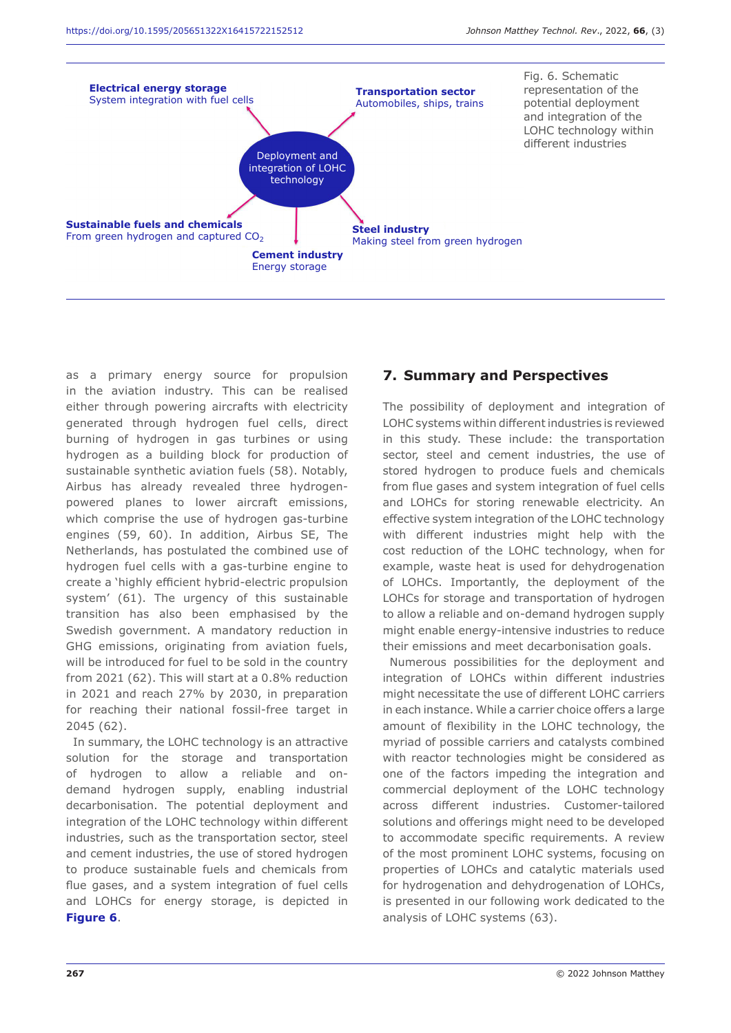Electrical energy storage
System integration with fuel cells

Transportation sector
Automobiles, ships, trains

Deployment and integration of LOHC technology

Sustainable fuels and chemicals
From green hydrogen and captured $CO_2$

Cement industry
Energy storage

Steel industry
Making steel from green hydrogen

Fig. 6. Schematic representation of the potential deployment and integration of the LOHC technology within different industries

as a primary energy source for propulsion in the aviation industry. This can be realised either through powering aircrafts with electricity generated through hydrogen fuel cells, direct burning of hydrogen in gas turbines or using hydrogen as a building block for production of sustainable synthetic aviation fuels (58). Notably, Airbus has already revealed three hydrogen-powered planes to lower aircraft emissions, which comprise the use of hydrogen gas-turbine engines (59, 60). In addition, Airbus SE, The Netherlands, has postulated the combined use of hydrogen fuel cells with a gas-turbine engine to create a 'highly efficient hybrid-electric propulsion system' (61). The urgency of this sustainable transition has also been emphasised by the Swedish government. A mandatory reduction in GHG emissions, originating from aviation fuels, will be introduced for fuel to be sold in the country from 2021 (62). This will start at a 0.8% reduction in 2021 and reach 27% by 2030, in preparation for reaching their national fossil-free target in 2045 (62).

In summary, the LOHC technology is an attractive solution for the storage and transportation of hydrogen to allow a reliable and on-demand hydrogen supply, enabling industrial decarbonisation. The potential deployment and integration of the LOHC technology within different industries, such as the transportation sector, steel and cement industries, the use of stored hydrogen to produce sustainable fuels and chemicals from flue gases, and a system integration of fuel cells and LOHCs for energy storage, is depicted in **Figure 6**.

## 7. Summary and Perspectives

The possibility of deployment and integration of LOHC systems within different industries is reviewed in this study. These include: the transportation sector, steel and cement industries, the use of stored hydrogen to produce fuels and chemicals from flue gases and system integration of fuel cells and LOHCs for storing renewable electricity. An effective system integration of the LOHC technology with different industries might help with the cost reduction of the LOHC technology, when for example, waste heat is used for dehydrogenation of LOHCs. Importantly, the deployment of the LOHCs for storage and transportation of hydrogen to allow a reliable and on-demand hydrogen supply might enable energy-intensive industries to reduce their emissions and meet decarbonisation goals.

Numerous possibilities for the deployment and integration of LOHCs within different industries might necessitate the use of different LOHC carriers in each instance. While a carrier choice offers a large amount of flexibility in the LOHC technology, the myriad of possible carriers and catalysts combined with reactor technologies might be considered as one of the factors impeding the integration and commercial deployment of the LOHC technology across different industries. Customer-tailored solutions and offerings might need to be developed to accommodate specific requirements. A review of the most prominent LOHC systems, focusing on properties of LOHCs and catalytic materials used for hydrogenation and dehydrogenation of LOHCs, is presented in our following work dedicated to the analysis of LOHC systems (63).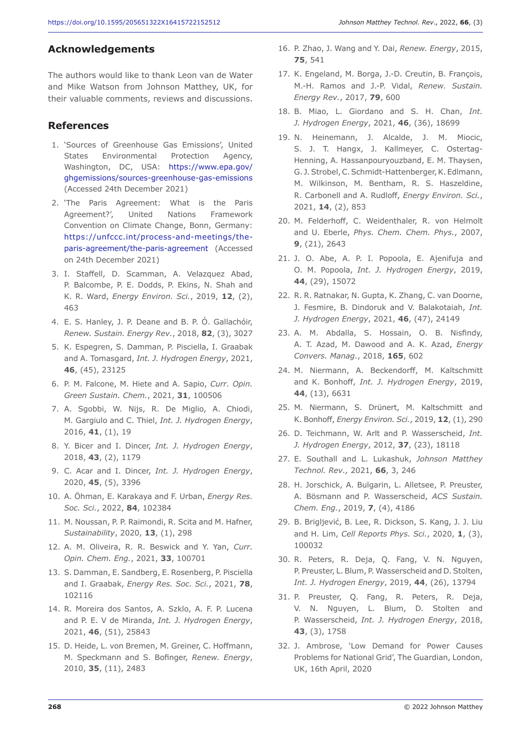## Acknowledgements

The authors would like to thank Leon van de Water and Mike Watson from Johnson Matthey, UK, for their valuable comments, reviews and discussions.

## References

1. 'Sources of Greenhouse Gas Emissions', United States Environmental Protection Agency, Washington, DC, USA: https://www.epa.gov/ghgemissions/sources-greenhouse-gas-emissions (Accessed 24th December 2021)
2. 'The Paris Agreement: What is the Paris Agreement?', United Nations Framework Convention on Climate Change, Bonn, Germany: https://unfccc.int/process-and-meetings/the-paris-agreement/the-paris-agreement (Accessed on 24th December 2021)
3. I. Staffell, D. Scamman, A. Velazquez Abad, P. Balcombe, P. E. Dodds, P. Ekins, N. Shah and K. R. Ward, *Energy Environ. Sci.*, 2019, **12**, (2), 463
4. E. S. Hanley, J. P. Deane and B. P. Ó. Gallachóir, *Renew. Sustain. Energy Rev.*, 2018, **82**, (3), 3027
5. K. Espegren, S. Damman, P. Pisciella, I. Graabak and A. Tomasgard, *Int. J. Hydrogen Energy*, 2021, **46**, (45), 23125
6. P. M. Falcone, M. Hiete and A. Sapio, *Curr. Opin. Green Sustain. Chem.*, 2021, **31**, 100506
7. A. Sgobbi, W. Nijs, R. De Miglio, A. Chiodi, M. Gargiulo and C. Thiel, *Int. J. Hydrogen Energy*, 2016, **41**, (1), 19
8. Y. Bicer and I. Dincer, *Int. J. Hydrogen Energy*, 2018, **43**, (2), 1179
9. C. Acar and I. Dincer, *Int. J. Hydrogen Energy*, 2020, **45**, (5), 3396
10. A. Öhman, E. Karakaya and F. Urban, *Energy Res. Soc. Sci.*, 2022, **84**, 102384
11. M. Noussan, P. P. Raimondi, R. Scita and M. Hafner, *Sustainability*, 2020, **13**, (1), 298
12. A. M. Oliveira, R. R. Beswick and Y. Yan, *Curr. Opin. Chem. Eng.*, 2021, **33**, 100701
13. S. Damman, E. Sandberg, E. Rosenberg, P. Pisciella and I. Graabak, *Energy Res. Soc. Sci.*, 2021, **78**, 102116
14. R. Moreira dos Santos, A. Szklo, A. F. P. Lucena and P. E. V de Miranda, *Int. J. Hydrogen Energy*, 2021, **46**, (51), 25843
15. D. Heide, L. von Bremen, M. Greiner, C. Hoffmann, M. Speckmann and S. Bofinger, *Renew. Energy*, 2010, **35**, (11), 2483
16. P. Zhao, J. Wang and Y. Dai, *Renew. Energy*, 2015, **75**, 541
17. K. Engeland, M. Borga, J.-D. Creutin, B. François, M.-H. Ramos and J.-P. Vidal, *Renew. Sustain. Energy Rev.*, 2017, **79**, 600
18. B. Miao, L. Giordano and S. H. Chan, *Int. J. Hydrogen Energy*, 2021, **46**, (36), 18699
19. N. Heinemann, J. Alcalde, J. M. Miocic, S. J. T. Hangx, J. Kallmeyer, C. Ostertag-Henning, A. Hassanpouryouzband, E. M. Thaysen, G. J. Strobel, C. Schmidt-Hattenberger, K. Edlmann, M. Wilkinson, M. Bentham, R. S. Haszeldine, R. Carbonell and A. Rudloff, *Energy Environ. Sci.*, 2021, **14**, (2), 853
20. M. Felderhoff, C. Weidenthaler, R. von Helmolt and U. Eberle, *Phys. Chem. Chem. Phys.*, 2007, **9**, (21), 2643
21. J. O. Abe, A. P. I. Popoola, E. Ajenifuja and O. M. Popoola, *Int. J. Hydrogen Energy*, 2019, **44**, (29), 15072
22. R. R. Ratnakar, N. Gupta, K. Zhang, C. van Doorne, J. Fesmire, B. Dindoruk and V. Balakotaiah, *Int. J. Hydrogen Energy*, 2021, **46**, (47), 24149
23. A. M. Abdalla, S. Hossain, O. B. Nisfindy, A. T. Azad, M. Dawood and A. K. Azad, *Energy Convers. Manag.*, 2018, **165**, 602
24. M. Niermann, A. Beckendorff, M. Kaltschmitt and K. Bonhoff, *Int. J. Hydrogen Energy*, 2019, **44**, (13), 6631
25. M. Niermann, S. Drünert, M. Kaltschmitt and K. Bonhoff, *Energy Environ. Sci.*, 2019, **12**, (1), 290
26. D. Teichmann, W. Arlt and P. Wasserscheid, *Int. J. Hydrogen Energy*, 2012, **37**, (23), 18118
27. E. Southall and L. Lukashuk, *Johnson Matthey Technol. Rev.,* 2021, **66**, 3, 246
28. H. Jorschick, A. Bulgarin, L. Alletsee, P. Preuster, A. Bösmann and P. Wasserscheid, *ACS Sustain. Chem. Eng.*, 2019, **7**, (4), 4186
29. B. Brigljević, B. Lee, R. Dickson, S. Kang, J. J. Liu and H. Lim, *Cell Reports Phys. Sci.*, 2020, **1**, (3), 100032
30. R. Peters, R. Deja, Q. Fang, V. N. Nguyen, P. Preuster, L. Blum, P. Wasserscheid and D. Stolten, *Int. J. Hydrogen Energy*, 2019, **44**, (26), 13794
31. P. Preuster, Q. Fang, R. Peters, R. Deja, V. N. Nguyen, L. Blum, D. Stolten and P. Wasserscheid, *Int. J. Hydrogen Energy*, 2018, **43**, (3), 1758
32. J. Ambrose, 'Low Demand for Power Causes Problems for National Grid', The Guardian, London, UK, 16th April, 2020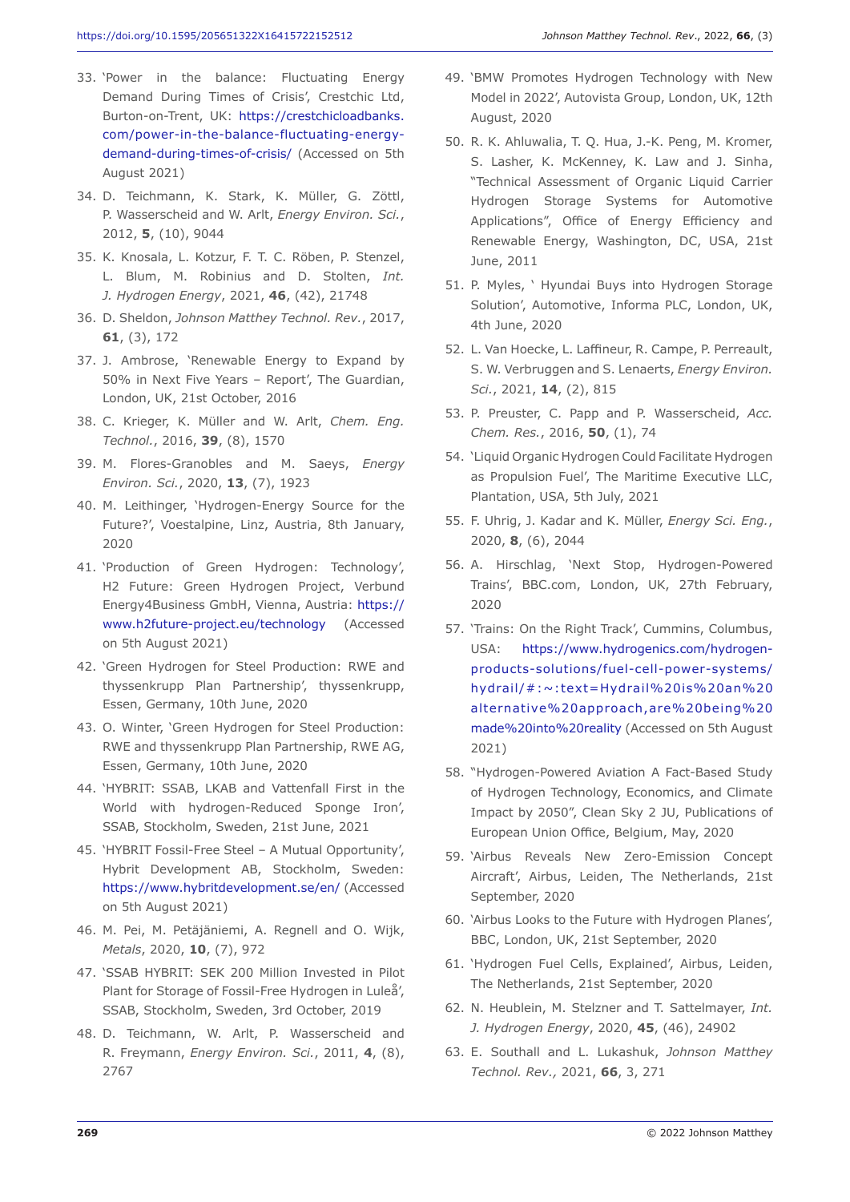33. 'Power in the balance: Fluctuating Energy Demand During Times of Crisis', Crestchic Ltd, Burton-on-Trent, UK: https://crestchicloadbanks.com/power-in-the-balance-fluctuating-energy-demand-during-times-of-crisis/ (Accessed on 5th August 2021)
34. D. Teichmann, K. Stark, K. Müller, G. Zöttl, P. Wasserscheid and W. Arlt, *Energy Environ. Sci.*, 2012, **5**, (10), 9044
35. K. Knosala, L. Kotzur, F. T. C. Röben, P. Stenzel, L. Blum, M. Robinius and D. Stolten, *Int. J. Hydrogen Energy*, 2021, **46**, (42), 21748
36. D. Sheldon, *Johnson Matthey Technol. Rev.*, 2017, **61**, (3), 172
37. J. Ambrose, 'Renewable Energy to Expand by 50% in Next Five Years – Report', The Guardian, London, UK, 21st October, 2016
38. C. Krieger, K. Müller and W. Arlt, *Chem. Eng. Technol.*, 2016, **39**, (8), 1570
39. M. Flores-Granobles and M. Saeys, *Energy Environ. Sci.*, 2020, **13**, (7), 1923
40. M. Leithinger, 'Hydrogen-Energy Source for the Future?', Voestalpine, Linz, Austria, 8th January, 2020
41. 'Production of Green Hydrogen: Technology', H2 Future: Green Hydrogen Project, Verbund Energy4Business GmbH, Vienna, Austria: https://www.h2future-project.eu/technology (Accessed on 5th August 2021)
42. 'Green Hydrogen for Steel Production: RWE and thyssenkrupp Plan Partnership', thyssenkrupp, Essen, Germany, 10th June, 2020
43. O. Winter, 'Green Hydrogen for Steel Production: RWE and thyssenkrupp Plan Partnership, RWE AG, Essen, Germany, 10th June, 2020
44. 'HYBRIT: SSAB, LKAB and Vattenfall First in the World with hydrogen-Reduced Sponge Iron', SSAB, Stockholm, Sweden, 21st June, 2021
45. 'HYBRIT Fossil-Free Steel – A Mutual Opportunity', Hybrit Development AB, Stockholm, Sweden: https://www.hybritdevelopment.se/en/ (Accessed on 5th August 2021)
46. M. Pei, M. Petäjäniemi, A. Regnell and O. Wijk, *Metals*, 2020, **10**, (7), 972
47. 'SSAB HYBRIT: SEK 200 Million Invested in Pilot Plant for Storage of Fossil-Free Hydrogen in Luleå', SSAB, Stockholm, Sweden, 3rd October, 2019
48. D. Teichmann, W. Arlt, P. Wasserscheid and R. Freymann, *Energy Environ. Sci.*, 2011, **4**, (8), 2767
49. 'BMW Promotes Hydrogen Technology with New Model in 2022', Autovista Group, London, UK, 12th August, 2020
50. R. K. Ahluwalia, T. Q. Hua, J.-K. Peng, M. Kromer, S. Lasher, K. McKenney, K. Law and J. Sinha, "Technical Assessment of Organic Liquid Carrier Hydrogen Storage Systems for Automotive Applications", Office of Energy Efficiency and Renewable Energy, Washington, DC, USA, 21st June, 2011
51. P. Myles, ' Hyundai Buys into Hydrogen Storage Solution', Automotive, Informa PLC, London, UK, 4th June, 2020
52. L. Van Hoecke, L. Laffineur, R. Campe, P. Perreault, S. W. Verbruggen and S. Lenaerts, *Energy Environ. Sci.*, 2021, **14**, (2), 815
53. P. Preuster, C. Papp and P. Wasserscheid, *Acc. Chem. Res.*, 2016, **50**, (1), 74
54. 'Liquid Organic Hydrogen Could Facilitate Hydrogen as Propulsion Fuel', The Maritime Executive LLC, Plantation, USA, 5th July, 2021
55. F. Uhrig, J. Kadar and K. Müller, *Energy Sci. Eng.*, 2020, **8**, (6), 2044
56. A. Hirschlag, 'Next Stop, Hydrogen-Powered Trains', BBC.com, London, UK, 27th February, 2020
57. 'Trains: On the Right Track', Cummins, Columbus, USA: https://www.hydrogenics.com/hydrogen-products-solutions/fuel-cell-power-systems/hydrail/#:~:text=Hydrail%20is%20an%20alternative%20approach,are%20being%20made%20into%20reality (Accessed on 5th August 2021)
58. "Hydrogen-Powered Aviation A Fact-Based Study of Hydrogen Technology, Economics, and Climate Impact by 2050", Clean Sky 2 JU, Publications of European Union Office, Belgium, May, 2020
59. 'Airbus Reveals New Zero-Emission Concept Aircraft', Airbus, Leiden, The Netherlands, 21st September, 2020
60. 'Airbus Looks to the Future with Hydrogen Planes', BBC, London, UK, 21st September, 2020
61. 'Hydrogen Fuel Cells, Explained', Airbus, Leiden, The Netherlands, 21st September, 2020
62. N. Heublein, M. Stelzner and T. Sattelmayer, *Int. J. Hydrogen Energy*, 2020, **45**, (46), 24902
63. E. Southall and L. Lukashuk, *Johnson Matthey Technol. Rev.*, 2021, **66**, 3, 271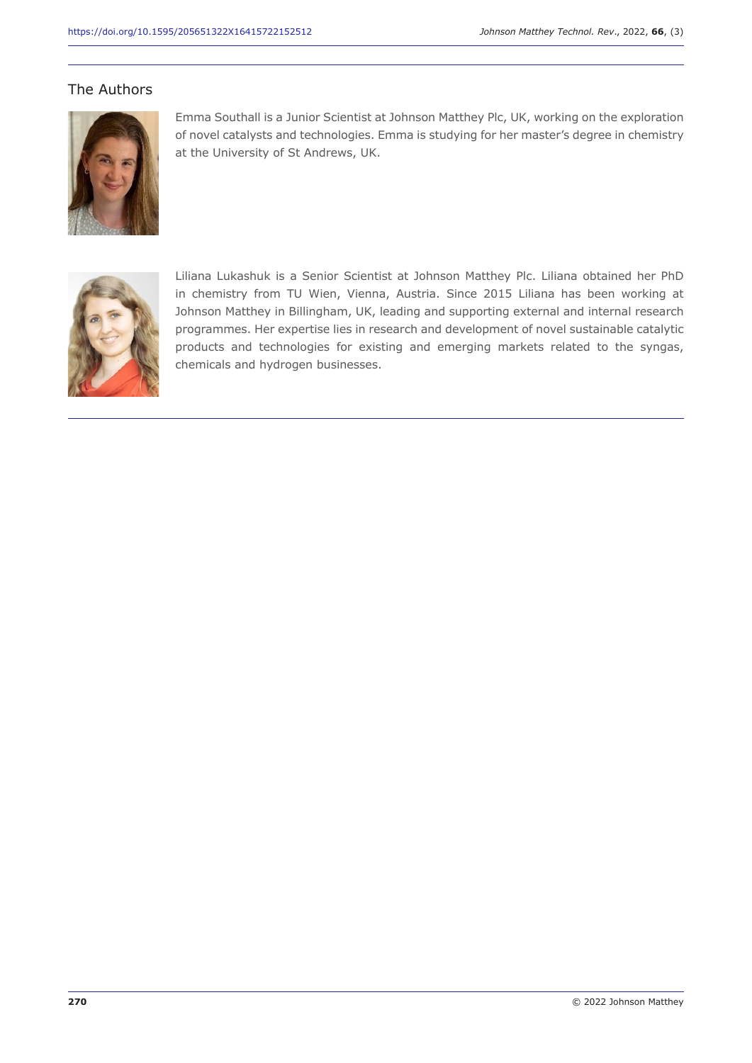## The Authors

Emma Southall is a Junior Scientist at Johnson Matthey Plc, UK, working on the exploration of novel catalysts and technologies. Emma is studying for her master's degree in chemistry at the University of St Andrews, UK.

Liliana Lukashuk is a Senior Scientist at Johnson Matthey Plc. Liliana obtained her PhD in chemistry from TU Wien, Vienna, Austria. Since 2015 Liliana has been working at Johnson Matthey in Billingham, UK, leading and supporting external and internal research programmes. Her expertise lies in research and development of novel sustainable catalytic products and technologies for existing and emerging markets related to the syngas, chemicals and hydrogen businesses.